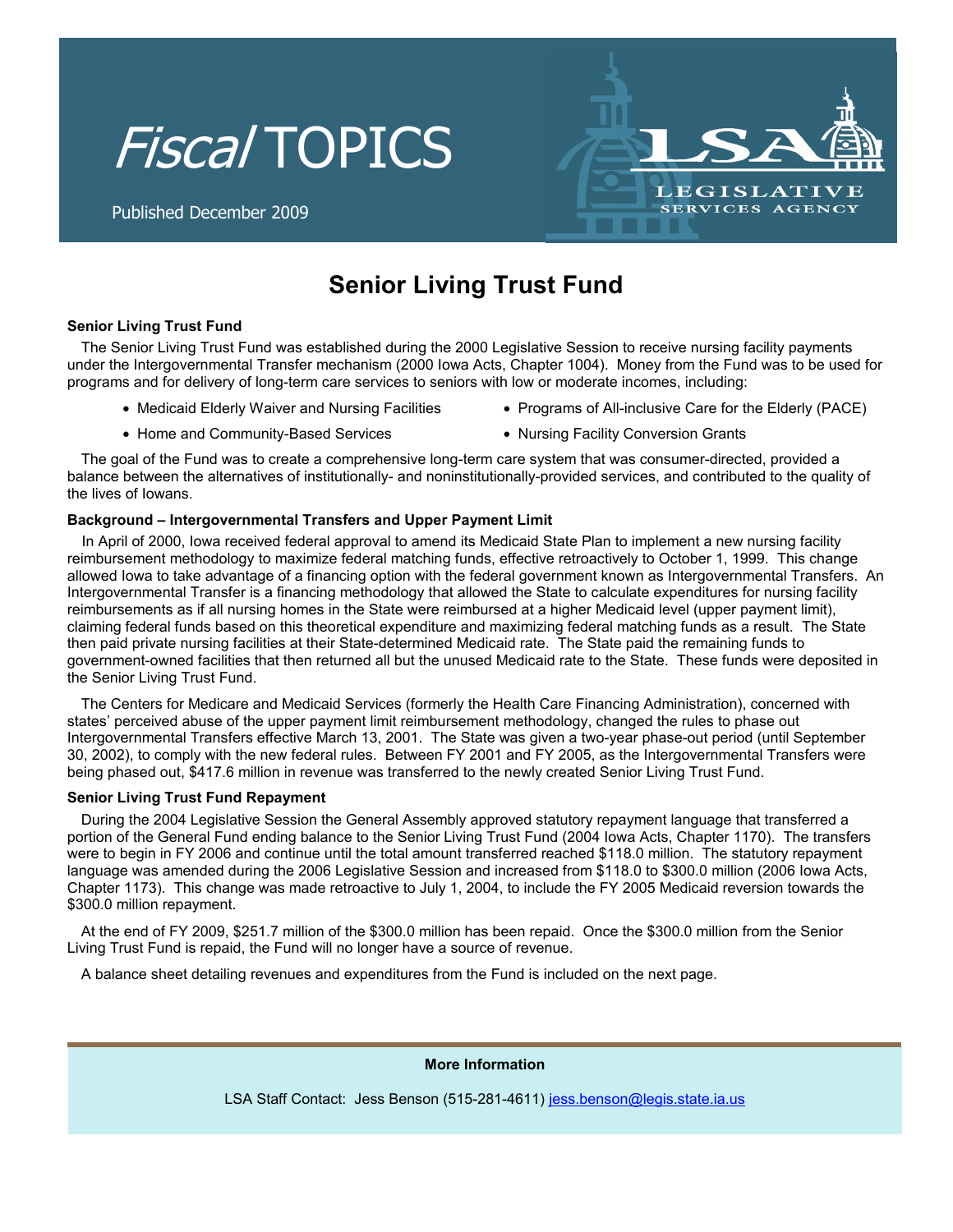# Fiscal TOPICS

Published December 2009

LSA LEGISLATIVE SERVICES AGENCY

## Senior Living Trust Fund

### Senior Living Trust Fund

The Senior Living Trust Fund was established during the 2000 Legislative Session to receive nursing facility payments under the Intergovernmental Transfer mechanism (2000 Iowa Acts, Chapter 1004). Money from the Fund was to be used for programs and for delivery of long-term care services to seniors with low or moderate incomes, including:

- Medicaid Elderly Waiver and Nursing Facilities
- Home and Community-Based Services
- Programs of All-inclusive Care for the Elderly (PACE)
- Nursing Facility Conversion Grants

The goal of the Fund was to create a comprehensive long-term care system that was consumer-directed, provided a balance between the alternatives of institutionally- and noninstitutionally-provided services, and contributed to the quality of the lives of Iowans.

### Background – Intergovernmental Transfers and Upper Payment Limit

In April of 2000, Iowa received federal approval to amend its Medicaid State Plan to implement a new nursing facility reimbursement methodology to maximize federal matching funds, effective retroactively to October 1, 1999. This change allowed Iowa to take advantage of a financing option with the federal government known as Intergovernmental Transfers. An Intergovernmental Transfer is a financing methodology that allowed the State to calculate expenditures for nursing facility reimbursements as if all nursing homes in the State were reimbursed at a higher Medicaid level (upper payment limit), claiming federal funds based on this theoretical expenditure and maximizing federal matching funds as a result. The State then paid private nursing facilities at their State-determined Medicaid rate. The State paid the remaining funds to government-owned facilities that then returned all but the unused Medicaid rate to the State. These funds were deposited in the Senior Living Trust Fund.

The Centers for Medicare and Medicaid Services (formerly the Health Care Financing Administration), concerned with states' perceived abuse of the upper payment limit reimbursement methodology, changed the rules to phase out Intergovernmental Transfers effective March 13, 2001. The State was given a two-year phase-out period (until September 30, 2002), to comply with the new federal rules. Between FY 2001 and FY 2005, as the Intergovernmental Transfers were being phased out, $417.6 million in revenue was transferred to the newly created Senior Living Trust Fund.

### Senior Living Trust Fund Repayment

During the 2004 Legislative Session the General Assembly approved statutory repayment language that transferred a portion of the General Fund ending balance to the Senior Living Trust Fund (2004 Iowa Acts, Chapter 1170). The transfers were to begin in FY 2006 and continue until the total amount transferred reached $118.0 million. The statutory repayment language was amended during the 2006 Legislative Session and increased from $118.0 to $300.0 million (2006 Iowa Acts, Chapter 1173). This change was made retroactive to July 1, 2004, to include the FY 2005 Medicaid reversion towards the $300.0 million repayment.

At the end of FY 2009, $251.7 million of the $300.0 million has been repaid. Once the $300.0 million from the Senior Living Trust Fund is repaid, the Fund will no longer have a source of revenue.

A balance sheet detailing revenues and expenditures from the Fund is included on the next page.

**More Information**

LSA Staff Contact: Jess Benson (515-281-4611) jess.benson@legis.state.ia.us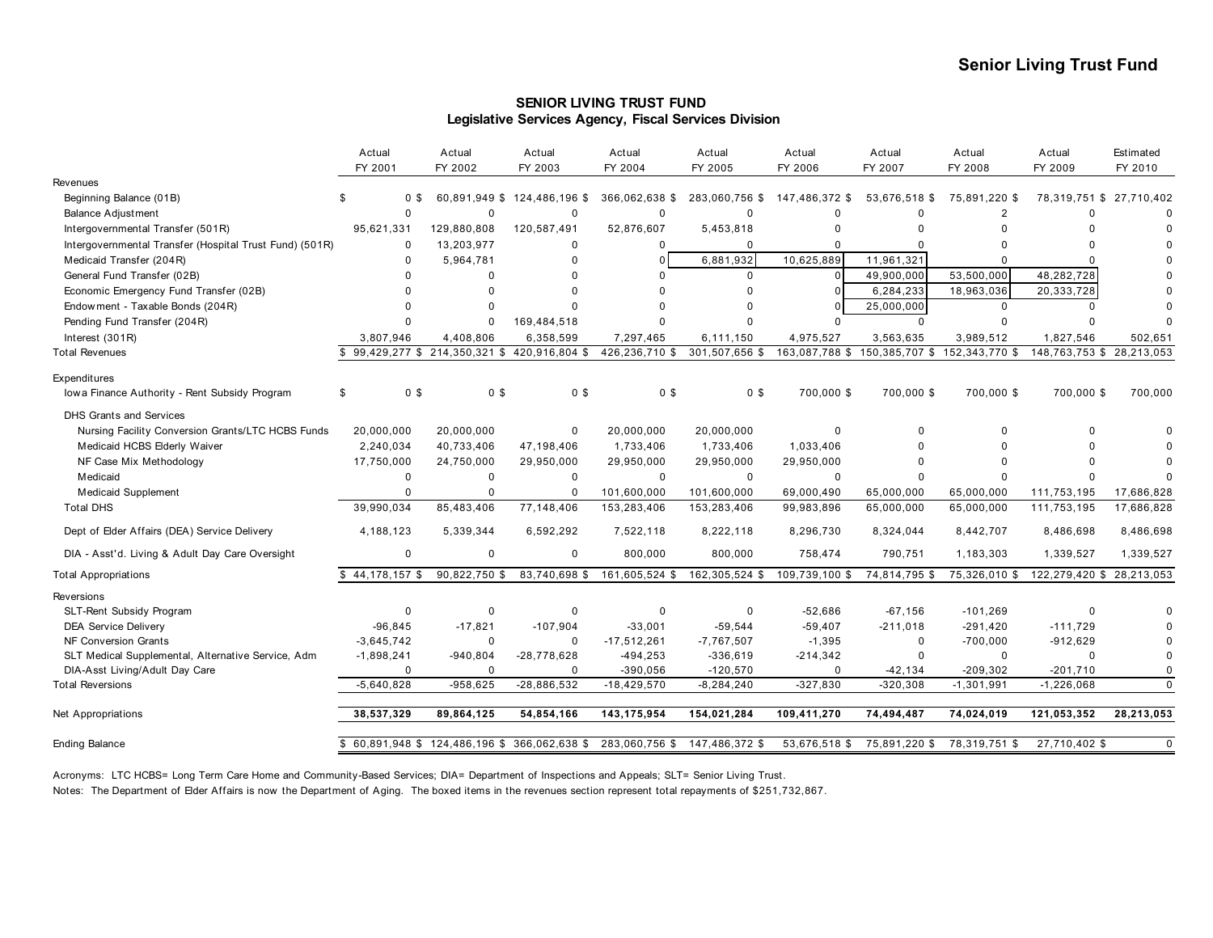## SENIOR LIVING TRUST FUND

### Legislative Services Agency, Fiscal Services Division

| | Actual FY 2001 | Actual FY 2002 | Actual FY 2003 | Actual FY 2004 | Actual FY 2005 | Actual FY 2006 | Actual FY 2007 | Actual FY 2008 | Actual FY 2009 | Estimated FY 2010 |
|---|---|---|---|---|---|---|---|---|---|---|
| Revenues | | | | | | | | | | |
| Beginning Balance (01B) | $ 0 | $ 60,891,949 | $ 124,486,196 | $ 366,062,638 | $ 283,060,756 | $ 147,486,372 | $ 53,676,518 | $ 75,891,220 | $ 78,319,751 | $ 27,710,402 |
| Balance Adjustment | 0 | 0 | 0 | 0 | 0 | 0 | 0 | 2 | 0 | 0 |
| Intergovernmental Transfer (501R) | 95,621,331 | 129,880,808 | 120,587,491 | 52,876,607 | 5,453,818 | 0 | 0 | 0 | 0 | 0 |
| Intergovernmental Transfer (Hospital Trust Fund) (501R) | 0 | 13,203,977 | 0 | 0 | 0 | 0 | 0 | 0 | 0 | 0 |
| Medicaid Transfer (204R) | 0 | 5,964,781 | 0 | 0 | 6,881,932 | 10,625,889 | 11,961,321 | 0 | 0 | 0 |
| General Fund Transfer (02B) | 0 | 0 | 0 | 0 | 0 | 0 | 49,900,000 | 53,500,000 | 48,282,728 | 0 |
| Economic Emergency Fund Transfer (02B) | 0 | 0 | 0 | 0 | 0 | 0 | 6,284,233 | 18,963,036 | 20,333,728 | 0 |
| Endowment - Taxable Bonds (204R) | 0 | 0 | 0 | 0 | 0 | 0 | 25,000,000 | 0 | 0 | 0 |
| Pending Fund Transfer (204R) | 0 | 0 | 169,484,518 | 0 | 0 | 0 | 0 | 0 | 0 | 0 |
| Interest (301R) | 3,807,946 | 4,408,806 | 6,358,599 | 7,297,465 | 6,111,150 | 4,975,527 | 3,563,635 | 3,989,512 | 1,827,546 | 502,651 |
| Total Revenues | $ 99,429,277 | $ 214,350,321 | $ 420,916,804 | $ 426,236,710 | $ 301,507,656 | $ 163,087,788 | $ 150,385,707 | $ 152,343,770 | $ 148,763,753 | $ 28,213,053 |
| Expenditures | | | | | | | | | | |
| Iowa Finance Authority - Rent Subsidy Program | $ 0 | $ 0 | $ 0 | $ 0 | $ 0 | $ 700,000 | $ 700,000 | $ 700,000 | $ 700,000 | $ 700,000 |
| DHS Grants and Services | | | | | | | | | | |
| Nursing Facility Conversion Grants/LTC HCBS Funds | 20,000,000 | 20,000,000 | 0 | 20,000,000 | 20,000,000 | 0 | 0 | 0 | 0 | 0 |
| Medicaid HCBS Elderly Waiver | 2,240,034 | 40,733,406 | 47,198,406 | 1,733,406 | 1,733,406 | 1,033,406 | 0 | 0 | 0 | 0 |
| NF Case Mix Methodology | 17,750,000 | 24,750,000 | 29,950,000 | 29,950,000 | 29,950,000 | 29,950,000 | 0 | 0 | 0 | 0 |
| Medicaid | 0 | 0 | 0 | 0 | 0 | 0 | 0 | 0 | 0 | 0 |
| Medicaid Supplement | 0 | 0 | 0 | 101,600,000 | 101,600,000 | 69,000,490 | 65,000,000 | 65,000,000 | 111,753,195 | 17,686,828 |
| Total DHS | 39,990,034 | 85,483,406 | 77,148,406 | 153,283,406 | 153,283,406 | 99,983,896 | 65,000,000 | 65,000,000 | 111,753,195 | 17,686,828 |
| Dept of Elder Affairs (DEA) Service Delivery | 4,188,123 | 5,339,344 | 6,592,292 | 7,522,118 | 8,222,118 | 8,296,730 | 8,324,044 | 8,442,707 | 8,486,698 | 8,486,698 |
| DIA - Asst'd. Living & Adult Day Care Oversight | 0 | 0 | 0 | 800,000 | 800,000 | 758,474 | 790,751 | 1,183,303 | 1,339,527 | 1,339,527 |
| Total Appropriations | $ 44,178,157 | $ 90,822,750 | $ 83,740,698 | $ 161,605,524 | $ 162,305,524 | $ 109,739,100 | $ 74,814,795 | $ 75,326,010 | $ 122,279,420 | $ 28,213,053 |
| Reversions | | | | | | | | | | |
| SLT-Rent Subsidy Program | 0 | 0 | 0 | 0 | 0 | -52,686 | -67,156 | -101,269 | 0 | 0 |
| DEA Service Delivery | -96,845 | -17,821 | -107,904 | -33,001 | -59,544 | -59,407 | -211,018 | -291,420 | -111,729 | 0 |
| NF Conversion Grants | -3,645,742 | 0 | 0 | -17,512,261 | -7,767,507 | -1,395 | 0 | -700,000 | -912,629 | 0 |
| SLT Medical Supplemental, Alternative Service, Adm | -1,898,241 | -940,804 | -28,778,628 | -494,253 | -336,619 | -214,342 | 0 | 0 | 0 | 0 |
| DIA-Asst Living/Adult Day Care | 0 | 0 | 0 | -390,056 | -120,570 | 0 | -42,134 | -209,302 | -201,710 | 0 |
| Total Reversions | -5,640,828 | -958,625 | -28,886,532 | -18,429,570 | -8,284,240 | -327,830 | -320,308 | -1,301,991 | -1,226,068 | 0 |
| **Net Appropriations** | **38,537,329** | **89,864,125** | **54,854,166** | **143,175,954** | **154,021,284** | **109,411,270** | **74,494,487** | **74,024,019** | **121,053,352** | **28,213,053** |
| Ending Balance | $ 60,891,948 | $ 124,486,196 | $ 366,062,638 | $ 283,060,756 | $ 147,486,372 | $ 53,676,518 | $ 75,891,220 | $ 78,319,751 | $ 27,710,402 | $ 0 |

Acronyms: LTC HCBS= Long Term Care Home and Community-Based Services; DIA= Department of Inspections and Appeals; SLT= Senior Living Trust.

Notes: The Department of Elder Affairs is now the Department of Aging. The boxed items in the revenues section represent total repayments of $251,732,867.